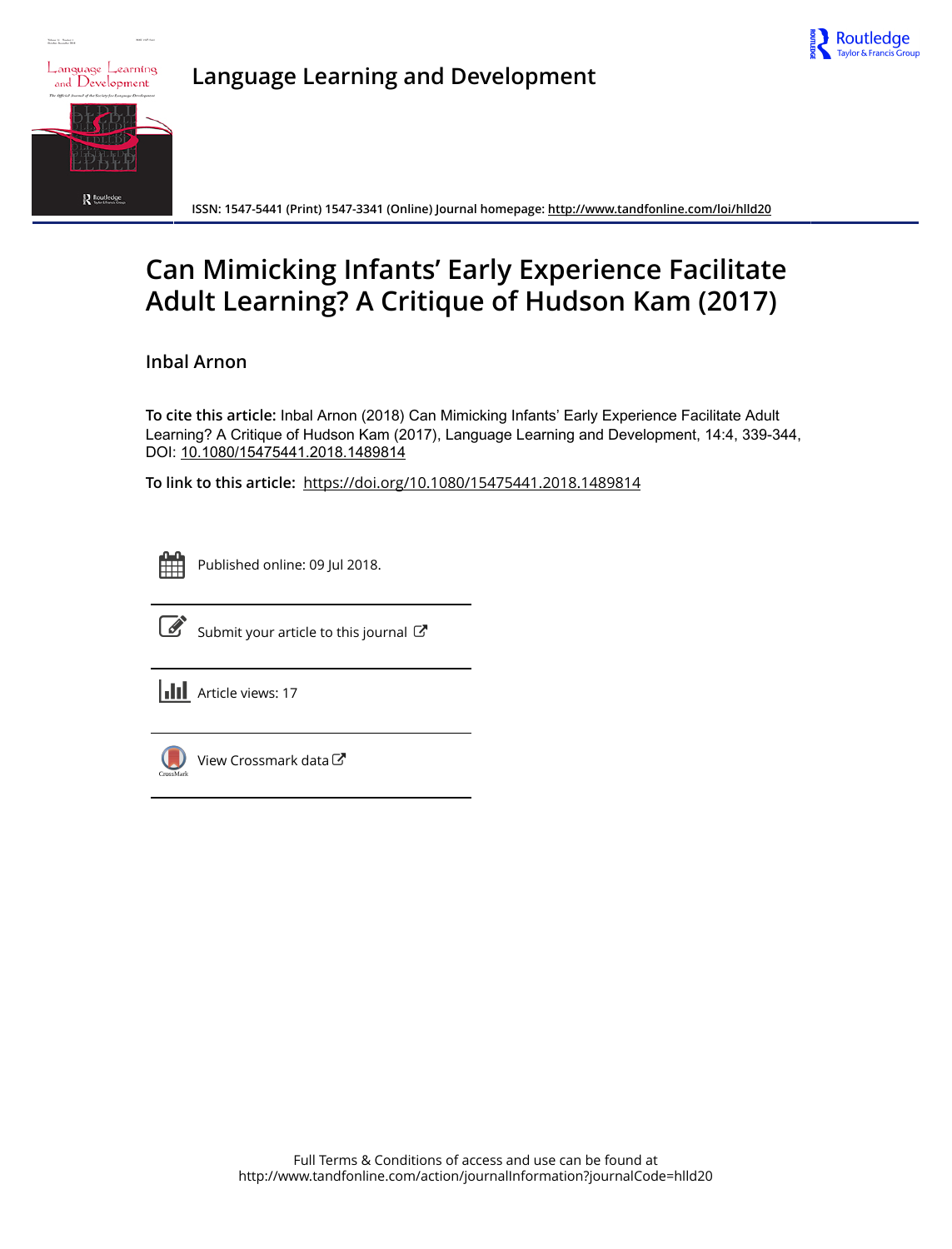# Language Learning and Development

ISSN: 1547-5441 (Print) 1547-3341 (Online) Journal homepage: http://www.tandfonline.com/loi/hlld20

# Can Mimicking Infants' Early Experience Facilitate Adult Learning? A Critique of Hudson Kam (2017)

**Inbal Arnon**

**To cite this article:** Inbal Arnon (2018) Can Mimicking Infants' Early Experience Facilitate Adult Learning? A Critique of Hudson Kam (2017), Language Learning and Development, 14:4, 339-344, DOI: 10.1080/15475441.2018.1489814

**To link to this article:** https://doi.org/10.1080/15475441.2018.1489814

Published online: 09 Jul 2018.

Submit your article to this journal

Article views: 17

View Crossmark data

Full Terms & Conditions of access and use can be found at
http://www.tandfonline.com/action/journalInformation?journalCode=hlld20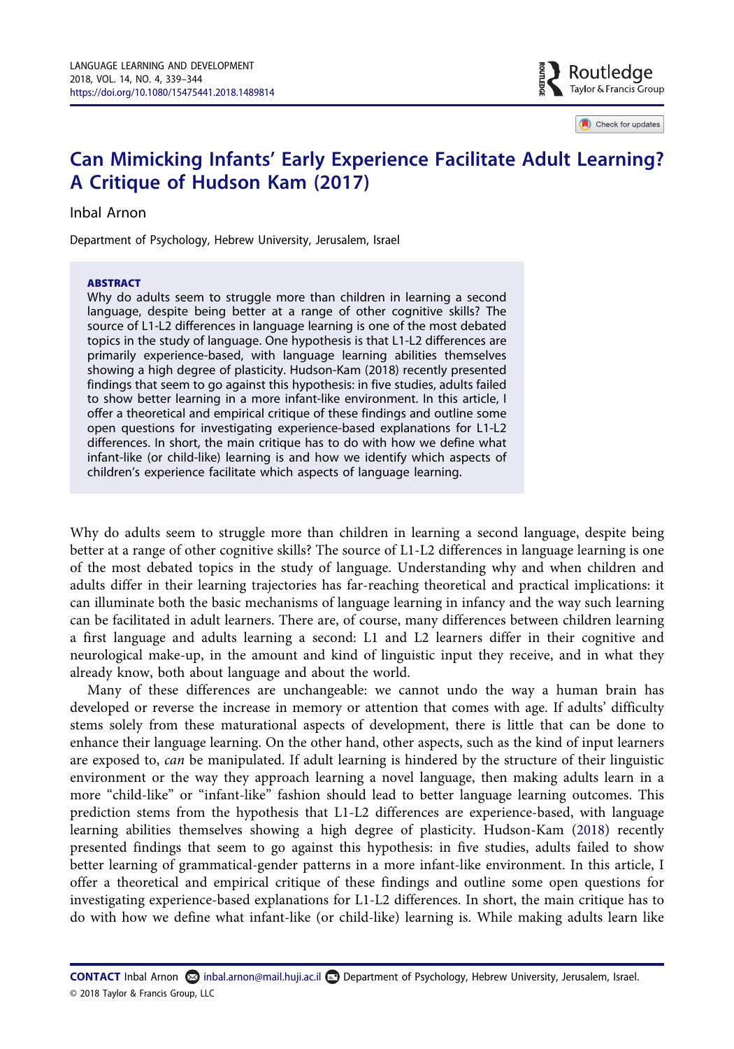# Can Mimicking Infants' Early Experience Facilitate Adult Learning? A Critique of Hudson Kam (2017)

Inbal Arnon

Department of Psychology, Hebrew University, Jerusalem, Israel

**ABSTRACT**

Why do adults seem to struggle more than children in learning a second language, despite being better at a range of other cognitive skills? The source of L1-L2 differences in language learning is one of the most debated topics in the study of language. One hypothesis is that L1-L2 differences are primarily experience-based, with language learning abilities themselves showing a high degree of plasticity. Hudson-Kam (2018) recently presented findings that seem to go against this hypothesis: in five studies, adults failed to show better learning in a more infant-like environment. In this article, I offer a theoretical and empirical critique of these findings and outline some open questions for investigating experience-based explanations for L1-L2 differences. In short, the main critique has to do with how we define what infant-like (or child-like) learning is and how we identify which aspects of children's experience facilitate which aspects of language learning.

Why do adults seem to struggle more than children in learning a second language, despite being better at a range of other cognitive skills? The source of L1-L2 differences in language learning is one of the most debated topics in the study of language. Understanding why and when children and adults differ in their learning trajectories has far-reaching theoretical and practical implications: it can illuminate both the basic mechanisms of language learning in infancy and the way such learning can be facilitated in adult learners. There are, of course, many differences between children learning a first language and adults learning a second: L1 and L2 learners differ in their cognitive and neurological make-up, in the amount and kind of linguistic input they receive, and in what they already know, both about language and about the world.

Many of these differences are unchangeable: we cannot undo the way a human brain has developed or reverse the increase in memory or attention that comes with age. If adults' difficulty stems solely from these maturational aspects of development, there is little that can be done to enhance their language learning. On the other hand, other aspects, such as the kind of input learners are exposed to, *can* be manipulated. If adult learning is hindered by the structure of their linguistic environment or the way they approach learning a novel language, then making adults learn in a more "child-like" or "infant-like" fashion should lead to better language learning outcomes. This prediction stems from the hypothesis that L1-L2 differences are experience-based, with language learning abilities themselves showing a high degree of plasticity. Hudson-Kam (2018) recently presented findings that seem to go against this hypothesis: in five studies, adults failed to show better learning of grammatical-gender patterns in a more infant-like environment. In this article, I offer a theoretical and empirical critique of these findings and outline some open questions for investigating experience-based explanations for L1-L2 differences. In short, the main critique has to do with how we define what infant-like (or child-like) learning is. While making adults learn like

**CONTACT** Inbal Arnon inbal.arnon@mail.huji.ac.il Department of Psychology, Hebrew University, Jerusalem, Israel.

© 2018 Taylor & Francis Group, LLC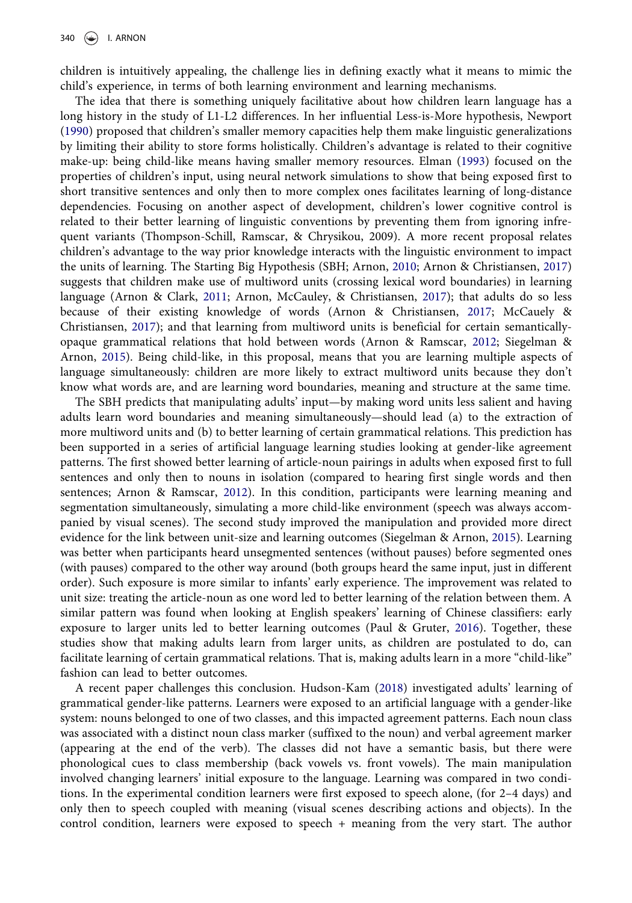children is intuitively appealing, the challenge lies in defining exactly what it means to mimic the child's experience, in terms of both learning environment and learning mechanisms.

The idea that there is something uniquely facilitative about how children learn language has a long history in the study of L1-L2 differences. In her influential Less-is-More hypothesis, Newport (1990) proposed that children's smaller memory capacities help them make linguistic generalizations by limiting their ability to store forms holistically. Children's advantage is related to their cognitive make-up: being child-like means having smaller memory resources. Elman (1993) focused on the properties of children's input, using neural network simulations to show that being exposed first to short transitive sentences and only then to more complex ones facilitates learning of long-distance dependencies. Focusing on another aspect of development, children's lower cognitive control is related to their better learning of linguistic conventions by preventing them from ignoring infrequent variants (Thompson-Schill, Ramscar, & Chrysikou, 2009). A more recent proposal relates children's advantage to the way prior knowledge interacts with the linguistic environment to impact the units of learning. The Starting Big Hypothesis (SBH; Arnon, 2010; Arnon & Christiansen, 2017) suggests that children make use of multiword units (crossing lexical word boundaries) in learning language (Arnon & Clark, 2011; Arnon, McCauley, & Christiansen, 2017); that adults do so less because of their existing knowledge of words (Arnon & Christiansen, 2017; McCauely & Christiansen, 2017); and that learning from multiword units is beneficial for certain semantically-opaque grammatical relations that hold between words (Arnon & Ramscar, 2012; Siegelman & Arnon, 2015). Being child-like, in this proposal, means that you are learning multiple aspects of language simultaneously: children are more likely to extract multiword units because they don't know what words are, and are learning word boundaries, meaning and structure at the same time.

The SBH predicts that manipulating adults' input—by making word units less salient and having adults learn word boundaries and meaning simultaneously—should lead (a) to the extraction of more multiword units and (b) to better learning of certain grammatical relations. This prediction has been supported in a series of artificial language learning studies looking at gender-like agreement patterns. The first showed better learning of article-noun pairings in adults when exposed first to full sentences and only then to nouns in isolation (compared to hearing first single words and then sentences; Arnon & Ramscar, 2012). In this condition, participants were learning meaning and segmentation simultaneously, simulating a more child-like environment (speech was always accompanied by visual scenes). The second study improved the manipulation and provided more direct evidence for the link between unit-size and learning outcomes (Siegelman & Arnon, 2015). Learning was better when participants heard unsegmented sentences (without pauses) before segmented ones (with pauses) compared to the other way around (both groups heard the same input, just in different order). Such exposure is more similar to infants' early experience. The improvement was related to unit size: treating the article-noun as one word led to better learning of the relation between them. A similar pattern was found when looking at English speakers' learning of Chinese classifiers: early exposure to larger units led to better learning outcomes (Paul & Gruter, 2016). Together, these studies show that making adults learn from larger units, as children are postulated to do, can facilitate learning of certain grammatical relations. That is, making adults learn in a more "child-like" fashion can lead to better outcomes.

A recent paper challenges this conclusion. Hudson-Kam (2018) investigated adults' learning of grammatical gender-like patterns. Learners were exposed to an artificial language with a gender-like system: nouns belonged to one of two classes, and this impacted agreement patterns. Each noun class was associated with a distinct noun class marker (suffixed to the noun) and verbal agreement marker (appearing at the end of the verb). The classes did not have a semantic basis, but there were phonological cues to class membership (back vowels vs. front vowels). The main manipulation involved changing learners' initial exposure to the language. Learning was compared in two conditions. In the experimental condition learners were first exposed to speech alone, (for 2–4 days) and only then to speech coupled with meaning (visual scenes describing actions and objects). In the control condition, learners were exposed to speech + meaning from the very start. The author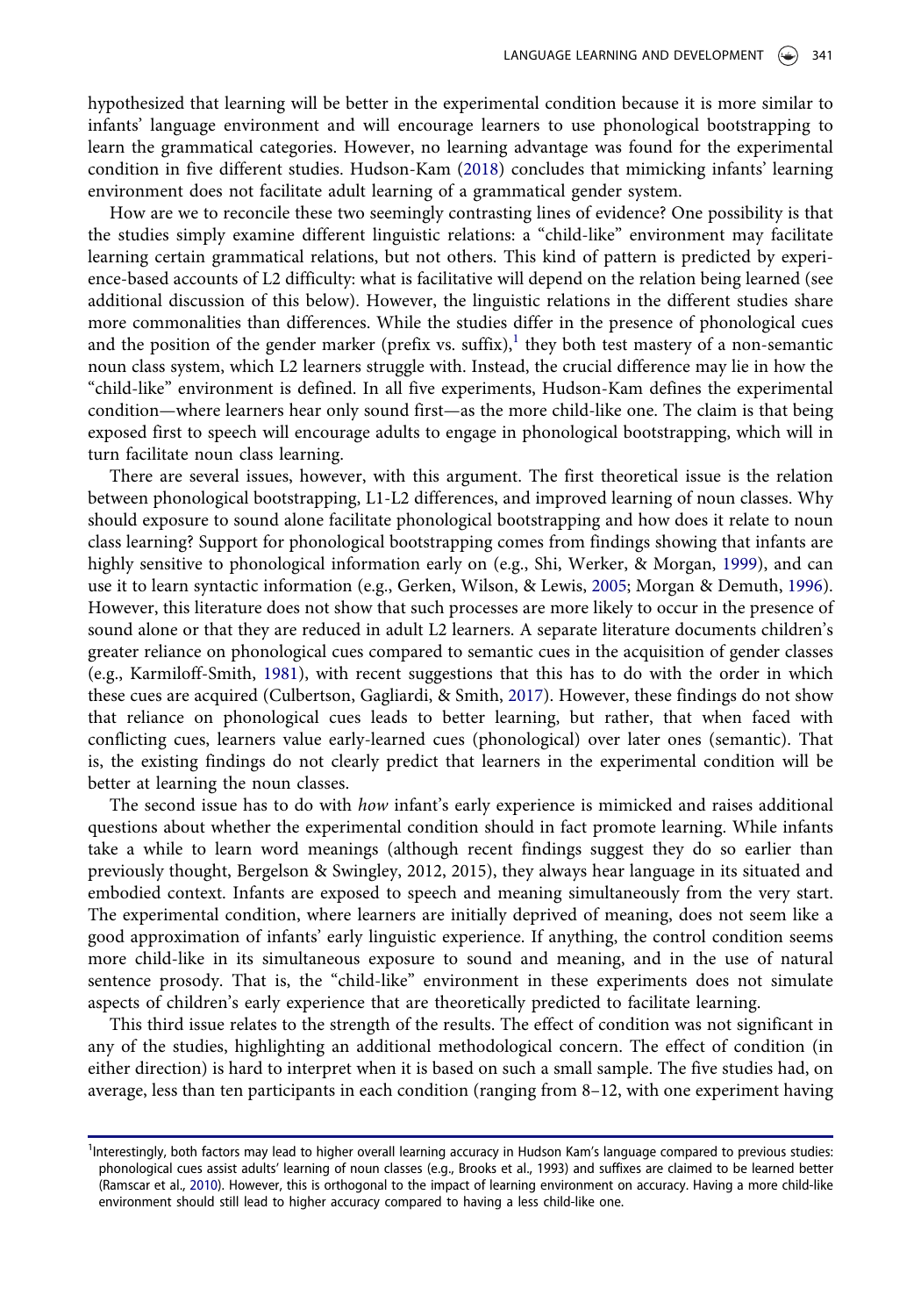hypothesized that learning will be better in the experimental condition because it is more similar to infants' language environment and will encourage learners to use phonological bootstrapping to learn the grammatical categories. However, no learning advantage was found for the experimental condition in five different studies. Hudson-Kam (2018) concludes that mimicking infants' learning environment does not facilitate adult learning of a grammatical gender system.

How are we to reconcile these two seemingly contrasting lines of evidence? One possibility is that the studies simply examine different linguistic relations: a "child-like" environment may facilitate learning certain grammatical relations, but not others. This kind of pattern is predicted by experience-based accounts of L2 difficulty: what is facilitative will depend on the relation being learned (see additional discussion of this below). However, the linguistic relations in the different studies share more commonalities than differences. While the studies differ in the presence of phonological cues and the position of the gender marker (prefix vs. suffix),[1] they both test mastery of a non-semantic noun class system, which L2 learners struggle with. Instead, the crucial difference may lie in how the "child-like" environment is defined. In all five experiments, Hudson-Kam defines the experimental condition—where learners hear only sound first—as the more child-like one. The claim is that being exposed first to speech will encourage adults to engage in phonological bootstrapping, which will in turn facilitate noun class learning.

There are several issues, however, with this argument. The first theoretical issue is the relation between phonological bootstrapping, L1-L2 differences, and improved learning of noun classes. Why should exposure to sound alone facilitate phonological bootstrapping and how does it relate to noun class learning? Support for phonological bootstrapping comes from findings showing that infants are highly sensitive to phonological information early on (e.g., Shi, Werker, & Morgan, 1999), and can use it to learn syntactic information (e.g., Gerken, Wilson, & Lewis, 2005; Morgan & Demuth, 1996). However, this literature does not show that such processes are more likely to occur in the presence of sound alone or that they are reduced in adult L2 learners. A separate literature documents children's greater reliance on phonological cues compared to semantic cues in the acquisition of gender classes (e.g., Karmiloff-Smith, 1981), with recent suggestions that this has to do with the order in which these cues are acquired (Culbertson, Gagliardi, & Smith, 2017). However, these findings do not show that reliance on phonological cues leads to better learning, but rather, that when faced with conflicting cues, learners value early-learned cues (phonological) over later ones (semantic). That is, the existing findings do not clearly predict that learners in the experimental condition will be better at learning the noun classes.

The second issue has to do with *how* infant's early experience is mimicked and raises additional questions about whether the experimental condition should in fact promote learning. While infants take a while to learn word meanings (although recent findings suggest they do so earlier than previously thought, Bergelson & Swingley, 2012, 2015), they always hear language in its situated and embodied context. Infants are exposed to speech and meaning simultaneously from the very start. The experimental condition, where learners are initially deprived of meaning, does not seem like a good approximation of infants' early linguistic experience. If anything, the control condition seems more child-like in its simultaneous exposure to sound and meaning, and in the use of natural sentence prosody. That is, the "child-like" environment in these experiments does not simulate aspects of children's early experience that are theoretically predicted to facilitate learning.

This third issue relates to the strength of the results. The effect of condition was not significant in any of the studies, highlighting an additional methodological concern. The effect of condition (in either direction) is hard to interpret when it is based on such a small sample. The five studies had, on average, less than ten participants in each condition (ranging from 8–12, with one experiment having

[1]Interestingly, both factors may lead to higher overall learning accuracy in Hudson Kam's language compared to previous studies: phonological cues assist adults' learning of noun classes (e.g., Brooks et al., 1993) and suffixes are claimed to be learned better (Ramscar et al., 2010). However, this is orthogonal to the impact of learning environment on accuracy. Having a more child-like environment should still lead to higher accuracy compared to having a less child-like one.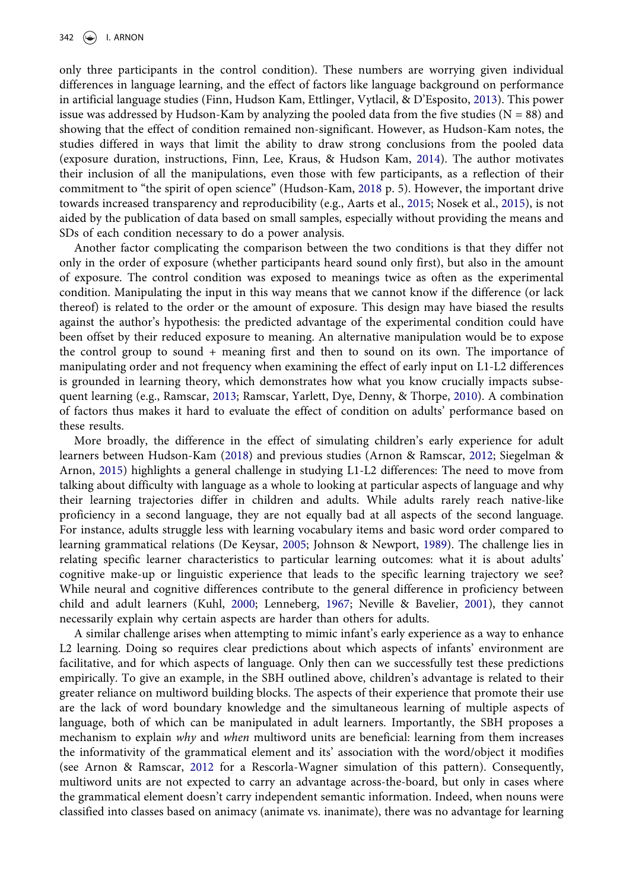only three participants in the control condition). These numbers are worrying given individual differences in language learning, and the effect of factors like language background on performance in artificial language studies (Finn, Hudson Kam, Ettlinger, Vytlacil, & D'Esposito, 2013). This power issue was addressed by Hudson-Kam by analyzing the pooled data from the five studies (N = 88) and showing that the effect of condition remained non-significant. However, as Hudson-Kam notes, the studies differed in ways that limit the ability to draw strong conclusions from the pooled data (exposure duration, instructions, Finn, Lee, Kraus, & Hudson Kam, 2014). The author motivates their inclusion of all the manipulations, even those with few participants, as a reflection of their commitment to "the spirit of open science" (Hudson-Kam, 2018 p. 5). However, the important drive towards increased transparency and reproducibility (e.g., Aarts et al., 2015; Nosek et al., 2015), is not aided by the publication of data based on small samples, especially without providing the means and SDs of each condition necessary to do a power analysis.

Another factor complicating the comparison between the two conditions is that they differ not only in the order of exposure (whether participants heard sound only first), but also in the amount of exposure. The control condition was exposed to meanings twice as often as the experimental condition. Manipulating the input in this way means that we cannot know if the difference (or lack thereof) is related to the order or the amount of exposure. This design may have biased the results against the author's hypothesis: the predicted advantage of the experimental condition could have been offset by their reduced exposure to meaning. An alternative manipulation would be to expose the control group to sound + meaning first and then to sound on its own. The importance of manipulating order and not frequency when examining the effect of early input on L1-L2 differences is grounded in learning theory, which demonstrates how what you know crucially impacts subsequent learning (e.g., Ramscar, 2013; Ramscar, Yarlett, Dye, Denny, & Thorpe, 2010). A combination of factors thus makes it hard to evaluate the effect of condition on adults' performance based on these results.

More broadly, the difference in the effect of simulating children's early experience for adult learners between Hudson-Kam (2018) and previous studies (Arnon & Ramscar, 2012; Siegelman & Arnon, 2015) highlights a general challenge in studying L1-L2 differences: The need to move from talking about difficulty with language as a whole to looking at particular aspects of language and why their learning trajectories differ in children and adults. While adults rarely reach native-like proficiency in a second language, they are not equally bad at all aspects of the second language. For instance, adults struggle less with learning vocabulary items and basic word order compared to learning grammatical relations (De Keysar, 2005; Johnson & Newport, 1989). The challenge lies in relating specific learner characteristics to particular learning outcomes: what it is about adults' cognitive make-up or linguistic experience that leads to the specific learning trajectory we see? While neural and cognitive differences contribute to the general difference in proficiency between child and adult learners (Kuhl, 2000; Lenneberg, 1967; Neville & Bavelier, 2001), they cannot necessarily explain why certain aspects are harder than others for adults.

A similar challenge arises when attempting to mimic infant's early experience as a way to enhance L2 learning. Doing so requires clear predictions about which aspects of infants' environment are facilitative, and for which aspects of language. Only then can we successfully test these predictions empirically. To give an example, in the SBH outlined above, children's advantage is related to their greater reliance on multiword building blocks. The aspects of their experience that promote their use are the lack of word boundary knowledge and the simultaneous learning of multiple aspects of language, both of which can be manipulated in adult learners. Importantly, the SBH proposes a mechanism to explain *why* and *when* multiword units are beneficial: learning from them increases the informativity of the grammatical element and its' association with the word/object it modifies (see Arnon & Ramscar, 2012 for a Rescorla-Wagner simulation of this pattern). Consequently, multiword units are not expected to carry an advantage across-the-board, but only in cases where the grammatical element doesn't carry independent semantic information. Indeed, when nouns were classified into classes based on animacy (animate vs. inanimate), there was no advantage for learning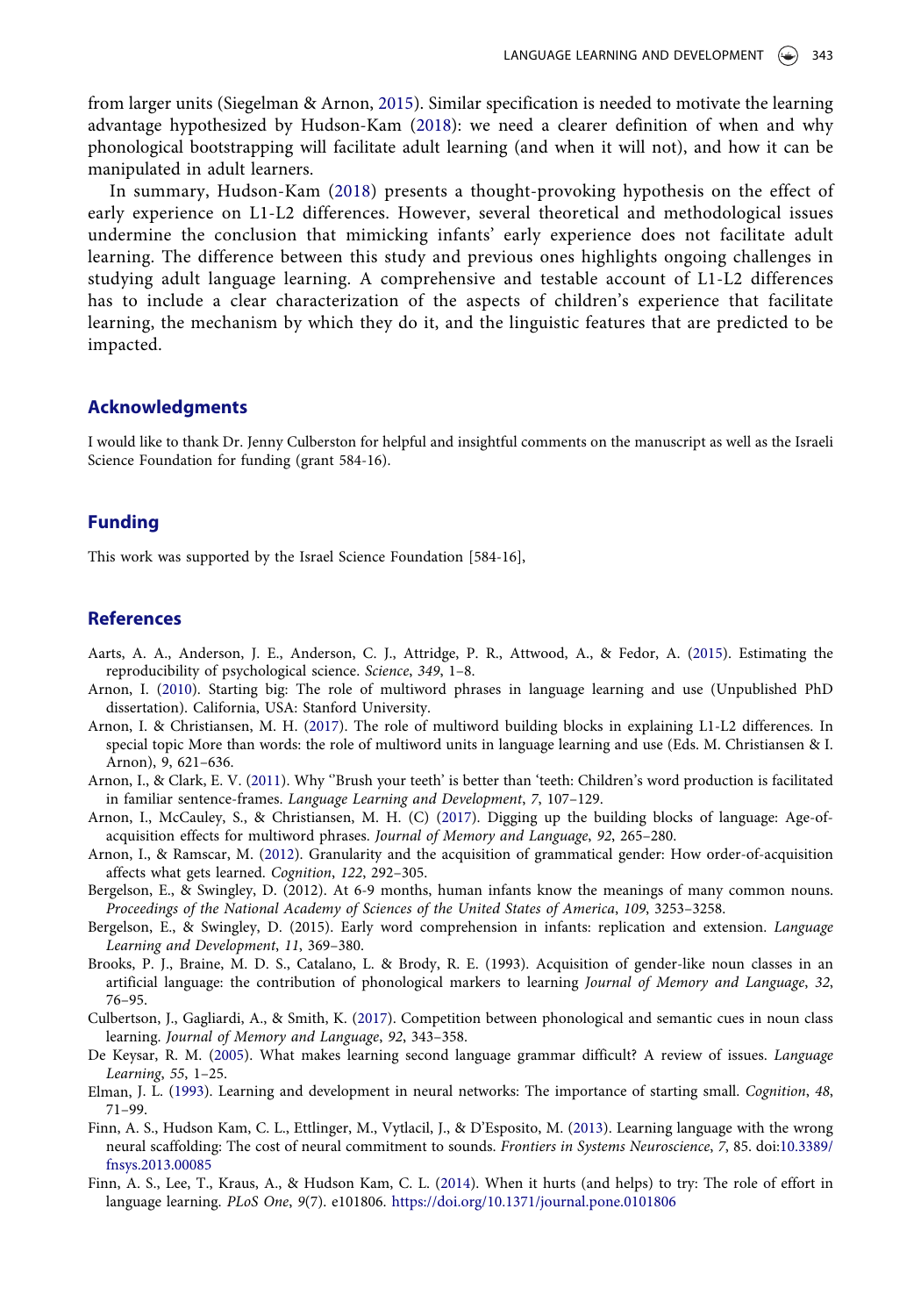from larger units (Siegelman & Arnon, 2015). Similar specification is needed to motivate the learning advantage hypothesized by Hudson-Kam (2018): we need a clearer definition of when and why phonological bootstrapping will facilitate adult learning (and when it will not), and how it can be manipulated in adult learners.

In summary, Hudson-Kam (2018) presents a thought-provoking hypothesis on the effect of early experience on L1-L2 differences. However, several theoretical and methodological issues undermine the conclusion that mimicking infants' early experience does not facilitate adult learning. The difference between this study and previous ones highlights ongoing challenges in studying adult language learning. A comprehensive and testable account of L1-L2 differences has to include a clear characterization of the aspects of children's experience that facilitate learning, the mechanism by which they do it, and the linguistic features that are predicted to be impacted.

## Acknowledgments

I would like to thank Dr. Jenny Culberston for helpful and insightful comments on the manuscript as well as the Israeli Science Foundation for funding (grant 584-16).

## Funding

This work was supported by the Israel Science Foundation [584-16],

## References

Aarts, A. A., Anderson, J. E., Anderson, C. J., Attridge, P. R., Attwood, A., & Fedor, A. (2015). Estimating the reproducibility of psychological science. *Science*, *349*, 1–8.

Arnon, I. (2010). Starting big: The role of multiword phrases in language learning and use (Unpublished PhD dissertation). California, USA: Stanford University.

Arnon, I. & Christiansen, M. H. (2017). The role of multiword building blocks in explaining L1-L2 differences. In special topic More than words: the role of multiword units in language learning and use (Eds. M. Christiansen & I. Arnon), 9, 621–636.

Arnon, I., & Clark, E. V. (2011). Why ''Brush your teeth' is better than 'teeth: Children's word production is facilitated in familiar sentence-frames. *Language Learning and Development*, *7*, 107–129.

Arnon, I., McCauley, S., & Christiansen, M. H. (C) (2017). Digging up the building blocks of language: Age-of-acquisition effects for multiword phrases. *Journal of Memory and Language*, *92*, 265–280.

Arnon, I., & Ramscar, M. (2012). Granularity and the acquisition of grammatical gender: How order-of-acquisition affects what gets learned. *Cognition*, *122*, 292–305.

Bergelson, E., & Swingley, D. (2012). At 6-9 months, human infants know the meanings of many common nouns. *Proceedings of the National Academy of Sciences of the United States of America*, *109*, 3253–3258.

Bergelson, E., & Swingley, D. (2015). Early word comprehension in infants: replication and extension. *Language Learning and Development*, *11*, 369–380.

Brooks, P. J., Braine, M. D. S., Catalano, L. & Brody, R. E. (1993). Acquisition of gender-like noun classes in an artificial language: the contribution of phonological markers to learning *Journal of Memory and Language*, *32*, 76–95.

Culbertson, J., Gagliardi, A., & Smith, K. (2017). Competition between phonological and semantic cues in noun class learning. *Journal of Memory and Language*, *92*, 343–358.

De Keysar, R. M. (2005). What makes learning second language grammar difficult? A review of issues. *Language Learning*, *55*, 1–25.

Elman, J. L. (1993). Learning and development in neural networks: The importance of starting small. *Cognition*, *48*, 71–99.

Finn, A. S., Hudson Kam, C. L., Ettlinger, M., Vytlacil, J., & D'Esposito, M. (2013). Learning language with the wrong neural scaffolding: The cost of neural commitment to sounds. *Frontiers in Systems Neuroscience*, *7*, 85. doi:10.3389/fnsys.2013.00085

Finn, A. S., Lee, T., Kraus, A., & Hudson Kam, C. L. (2014). When it hurts (and helps) to try: The role of effort in language learning. *PLoS One*, *9*(7). e101806. https://doi.org/10.1371/journal.pone.0101806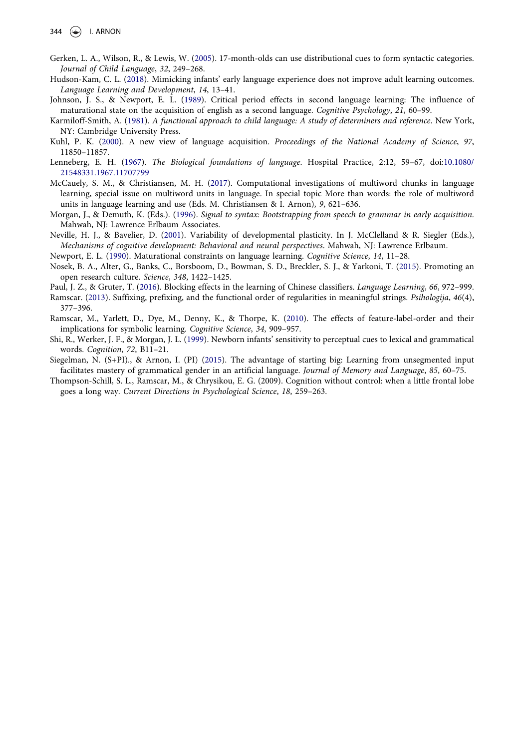Gerken, L. A., Wilson, R., & Lewis, W. (2005). 17-month-olds can use distributional cues to form syntactic categories. *Journal of Child Language*, *32*, 249–268.

Hudson-Kam, C. L. (2018). Mimicking infants' early language experience does not improve adult learning outcomes. *Language Learning and Development*, *14*, 13–41.

Johnson, J. S., & Newport, E. L. (1989). Critical period effects in second language learning: The influence of maturational state on the acquisition of english as a second language. *Cognitive Psychology*, *21*, 60–99.

Karmiloff-Smith, A. (1981). *A functional approach to child language: A study of determiners and reference*. New York, NY: Cambridge University Press.

Kuhl, P. K. (2000). A new view of language acquisition. *Proceedings of the National Academy of Science*, *97*, 11850–11857.

Lenneberg, E. H. (1967). *The Biological foundations of language*. Hospital Practice, 2:12, 59–67, doi:10.1080/21548331.1967.11707799

McCauely, S. M., & Christiansen, M. H. (2017). Computational investigations of multiword chunks in language learning, special issue on multiword units in language. In special topic More than words: the role of multiword units in language learning and use (Eds. M. Christiansen & I. Arnon), *9*, 621–636.

Morgan, J., & Demuth, K. (Eds.). (1996). *Signal to syntax: Bootstrapping from speech to grammar in early acquisition*. Mahwah, NJ: Lawrence Erlbaum Associates.

Neville, H. J., & Bavelier, D. (2001). Variability of developmental plasticity. In J. McClelland & R. Siegler (Eds.), *Mechanisms of cognitive development: Behavioral and neural perspectives*. Mahwah, NJ: Lawrence Erlbaum.

Newport, E. L. (1990). Maturational constraints on language learning. *Cognitive Science*, *14*, 11–28.

Nosek, B. A., Alter, G., Banks, C., Borsboom, D., Bowman, S. D., Breckler, S. J., & Yarkoni, T. (2015). Promoting an open research culture. *Science*, *348*, 1422–1425.

Paul, J. Z., & Gruter, T. (2016). Blocking effects in the learning of Chinese classifiers. *Language Learning*, *66*, 972–999.

Ramscar. (2013). Suffixing, prefixing, and the functional order of regularities in meaningful strings. *Psihologija*, *46*(4), 377–396.

Ramscar, M., Yarlett, D., Dye, M., Denny, K., & Thorpe, K. (2010). The effects of feature-label-order and their implications for symbolic learning. *Cognitive Science*, *34*, 909–957.

Shi, R., Werker, J. F., & Morgan, J. L. (1999). Newborn infants' sensitivity to perceptual cues to lexical and grammatical words. *Cognition*, *72*, B11–21.

Siegelman, N. (S+PI)., & Arnon, I. (PI) (2015). The advantage of starting big: Learning from unsegmented input facilitates mastery of grammatical gender in an artificial language. *Journal of Memory and Language*, *85*, 60–75.

Thompson-Schill, S. L., Ramscar, M., & Chrysikou, E. G. (2009). Cognition without control: when a little frontal lobe goes a long way. *Current Directions in Psychological Science*, *18*, 259–263.